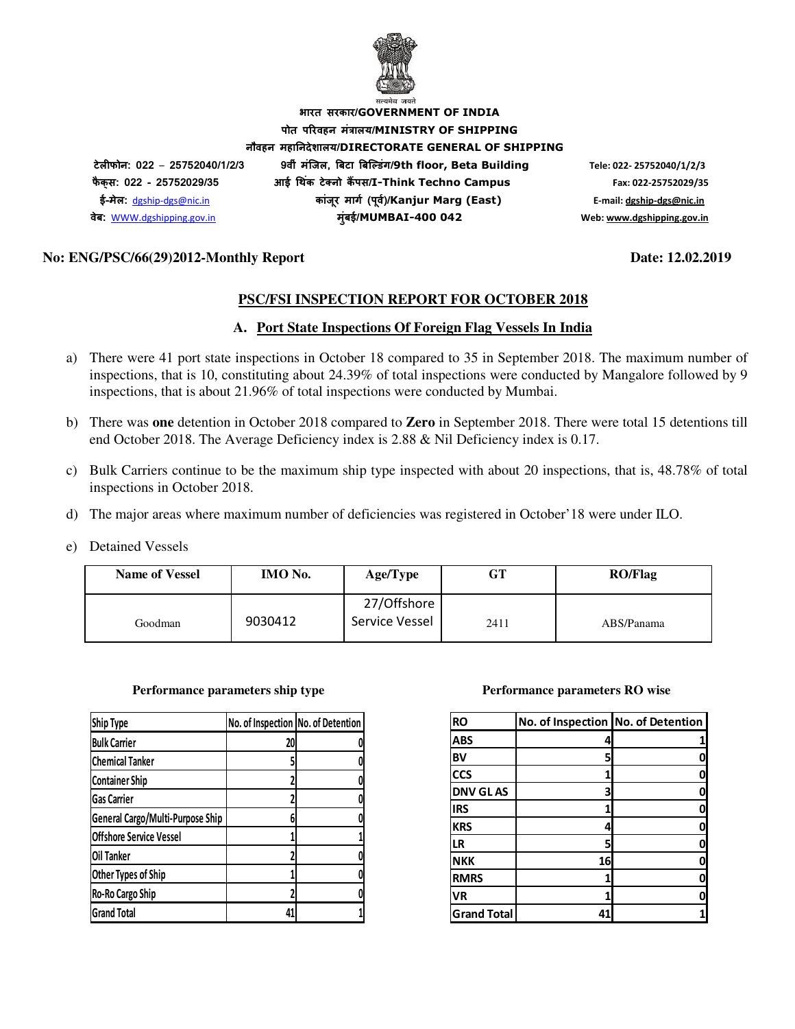सत्यमेव जयते

**भारत सरकार/GOVERNMENT OF INDIA**

**पोत परिवहन मंत्रालय/MINISTRY OF SHIPPING**

**नौवहन महानिदेशालय/DIRECTORATE GENERAL OF SHIPPING**

**9वीं मंजिल, बिटा बिल्डिंग/9th floor, Beta Building**

**आई थिंक टेक्नो कैंपस/I-Think Techno Campus**

**कांजूर मार्ग (पूर्व)/Kanjur Marg (East)**

**मुंबई/MUMBAI-400 042**

टेलीफोन: 022 – 25752040/1/2/3
फैक्स: 022 - 25752029/35
ई-मेल: dgship-dgs@nic.in
वेब: WWW.dgshipping.gov.in

Tele: 022- 25752040/1/2/3
Fax: 022-25752029/35
E-mail: dgship-dgs@nic.in
Web: www.dgshipping.gov.in

**No: ENG/PSC/66(29)2012-Monthly Report** **Date: 12.02.2019**

## PSC/FSI INSPECTION REPORT FOR OCTOBER 2018

### A. Port State Inspections Of Foreign Flag Vessels In India

a) There were 41 port state inspections in October 18 compared to 35 in September 2018. The maximum number of inspections, that is 10, constituting about 24.39% of total inspections were conducted by Mangalore followed by 9 inspections, that is about 21.96% of total inspections were conducted by Mumbai.

b) There was **one** detention in October 2018 compared to **Zero** in September 2018. There were total 15 detentions till end October 2018. The Average Deficiency index is 2.88 & Nil Deficiency index is 0.17.

c) Bulk Carriers continue to be the maximum ship type inspected with about 20 inspections, that is, 48.78% of total inspections in October 2018.

d) The major areas where maximum number of deficiencies was registered in October'18 were under ILO.

e) Detained Vessels

| Name of Vessel | IMO No. | Age/Type | GT | RO/Flag |
|---|---|---|---|---|
| Goodman | 9030412 | 27/Offshore Service Vessel | 2411 | ABS/Panama |

**Performance parameters ship type**

| Ship Type | No. of Inspection | No. of Detention |
|---|---|---|
| Bulk Carrier | 20 | 0 |
| Chemical Tanker | 5 | 0 |
| Container Ship | 2 | 0 |
| Gas Carrier | 2 | 0 |
| General Cargo/Multi-Purpose Ship | 6 | 0 |
| Offshore Service Vessel | 1 | 1 |
| Oil Tanker | 2 | 0 |
| Other Types of Ship | 1 | 0 |
| Ro-Ro Cargo Ship | 2 | 0 |
| Grand Total | 41 | 1 |

**Performance parameters RO wise**

| RO | No. of Inspection | No. of Detention |
|---|---|---|
| ABS | 4 | 1 |
| BV | 5 | 0 |
| CCS | 1 | 0 |
| DNV GL AS | 3 | 0 |
| IRS | 1 | 0 |
| KRS | 4 | 0 |
| LR | 5 | 0 |
| NKK | 16 | 0 |
| RMRS | 1 | 0 |
| VR | 1 | 0 |
| Grand Total | 41 | 1 |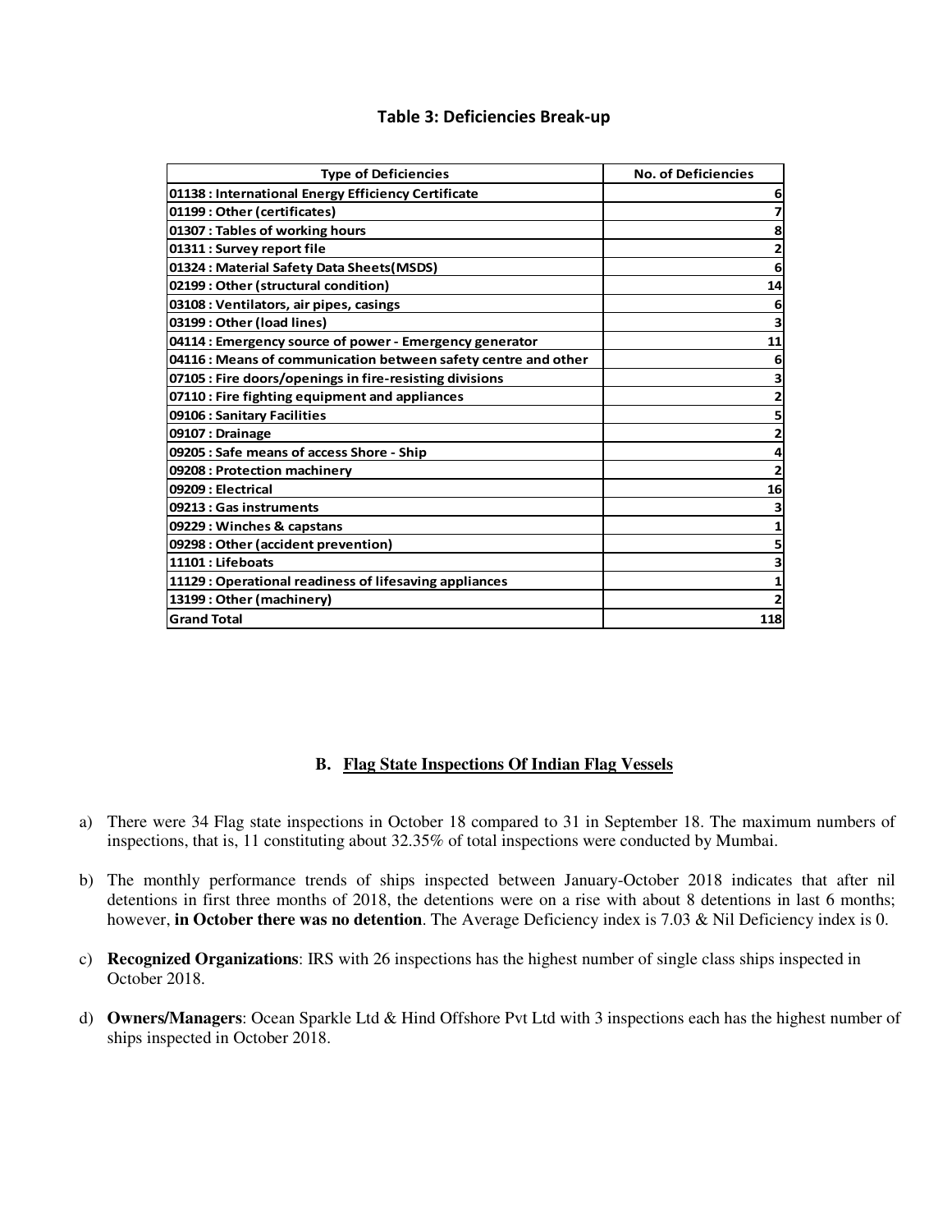### Table 3: Deficiencies Break-up

| Type of Deficiencies | No. of Deficiencies |
|---|---|
| 01138 : International Energy Efficiency Certificate | 6 |
| 01199 : Other (certificates) | 7 |
| 01307 : Tables of working hours | 8 |
| 01311 : Survey report file | 2 |
| 01324 : Material Safety Data Sheets(MSDS) | 6 |
| 02199 : Other (structural condition) | 14 |
| 03108 : Ventilators, air pipes, casings | 6 |
| 03199 : Other (load lines) | 3 |
| 04114 : Emergency source of power - Emergency generator | 11 |
| 04116 : Means of communication between safety centre and other | 6 |
| 07105 : Fire doors/openings in fire-resisting divisions | 3 |
| 07110 : Fire fighting equipment and appliances | 2 |
| 09106 : Sanitary Facilities | 5 |
| 09107 : Drainage | 2 |
| 09205 : Safe means of access Shore - Ship | 4 |
| 09208 : Protection machinery | 2 |
| 09209 : Electrical | 16 |
| 09213 : Gas instruments | 3 |
| 09229 : Winches & capstans | 1 |
| 09298 : Other (accident prevention) | 5 |
| 11101 : Lifeboats | 3 |
| 11129 : Operational readiness of lifesaving appliances | 1 |
| 13199 : Other (machinery) | 2 |
| **Grand Total** | **118** |

## B. Flag State Inspections Of Indian Flag Vessels

a) There were 34 Flag state inspections in October 18 compared to 31 in September 18. The maximum numbers of inspections, that is, 11 constituting about 32.35% of total inspections were conducted by Mumbai.

b) The monthly performance trends of ships inspected between January-October 2018 indicates that after nil detentions in first three months of 2018, the detentions were on a rise with about 8 detentions in last 6 months; however, **in October there was no detention**. The Average Deficiency index is 7.03 & Nil Deficiency index is 0.

c) **Recognized Organizations**: IRS with 26 inspections has the highest number of single class ships inspected in October 2018.

d) **Owners/Managers**: Ocean Sparkle Ltd & Hind Offshore Pvt Ltd with 3 inspections each has the highest number of ships inspected in October 2018.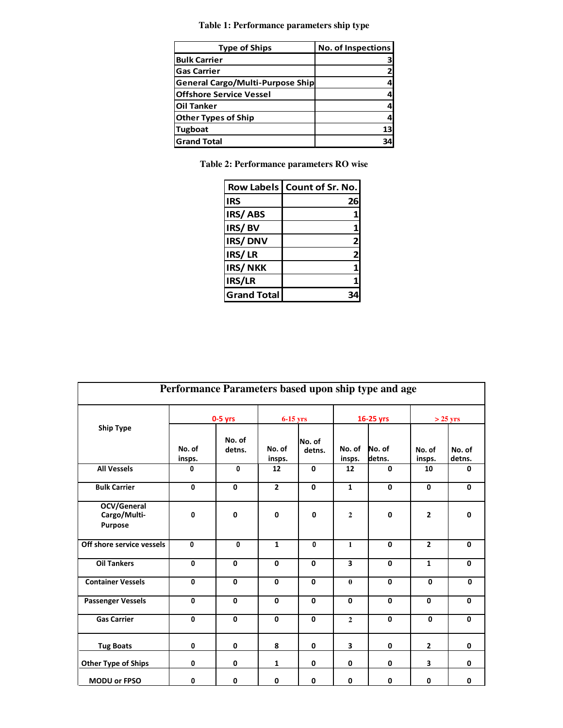**Table 1: Performance parameters ship type**

| Type of Ships | No. of Inspections |
|---|---|
| Bulk Carrier | 3 |
| Gas Carrier | 2 |
| General Cargo/Multi-Purpose Ship | 4 |
| Offshore Service Vessel | 4 |
| Oil Tanker | 4 |
| Other Types of Ship | 4 |
| Tugboat | 13 |
| Grand Total | 34 |

**Table 2: Performance parameters RO wise**

| Row Labels | Count of Sr. No. |
|---|---|
| IRS | 26 |
| IRS/ ABS | 1 |
| IRS/ BV | 1 |
| IRS/ DNV | 2 |
| IRS/ LR | 2 |
| IRS/ NKK | 1 |
| IRS/LR | 1 |
| Grand Total | 34 |

**Performance Parameters based upon ship type and age**

| Ship Type | 0-5 yrs | | 6-15 yrs | | 16-25 yrs | | > 25 yrs | |
|---|---|---|---|---|---|---|---|---|
| | No. of insps. | No. of detns. | No. of insps. | No. of detns. | No. of insps. | No. of detns. | No. of insps. | No. of detns. |
| All Vessels | 0 | 0 | 12 | 0 | 12 | 0 | 10 | 0 |
| Bulk Carrier | 0 | 0 | 2 | 0 | 1 | 0 | 0 | 0 |
| OCV/General Cargo/Multi-Purpose | 0 | 0 | 0 | 0 | 2 | 0 | 2 | 0 |
| Off shore service vessels | 0 | 0 | 1 | 0 | 1 | 0 | 2 | 0 |
| Oil Tankers | 0 | 0 | 0 | 0 | 3 | 0 | 1 | 0 |
| Container Vessels | 0 | 0 | 0 | 0 | 0 | 0 | 0 | 0 |
| Passenger Vessels | 0 | 0 | 0 | 0 | 0 | 0 | 0 | 0 |
| Gas Carrier | 0 | 0 | 0 | 0 | 2 | 0 | 0 | 0 |
| Tug Boats | 0 | 0 | 8 | 0 | 3 | 0 | 2 | 0 |
| Other Type of Ships | 0 | 0 | 1 | 0 | 0 | 0 | 3 | 0 |
| MODU or FPSO | 0 | 0 | 0 | 0 | 0 | 0 | 0 | 0 |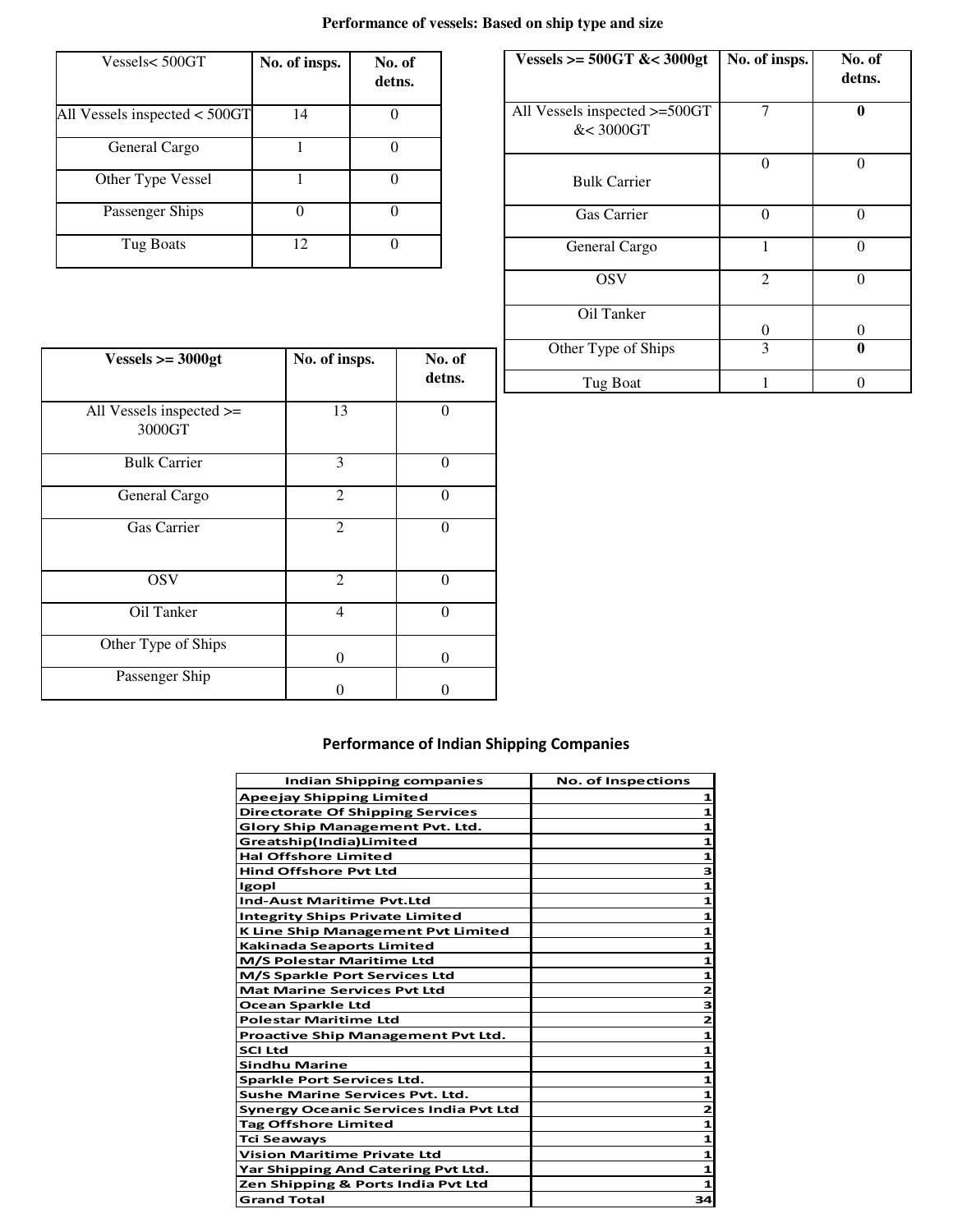# Performance of vessels: Based on ship type and size

| Vessels< 500GT | No. of insps. | No. of detns. |
|---|---|---|
| All Vessels inspected < 500GT | 14 | 0 |
| General Cargo | 1 | 0 |
| Other Type Vessel | 1 | 0 |
| Passenger Ships | 0 | 0 |
| Tug Boats | 12 | 0 |

| Vessels >= 500GT &< 3000gt | No. of insps. | No. of detns. |
|---|---|---|
| All Vessels inspected >=500GT &< 3000GT | 7 | **0** |
| Bulk Carrier | 0 | 0 |
| Gas Carrier | 0 | 0 |
| General Cargo | 1 | 0 |
| OSV | 2 | 0 |
| Oil Tanker | 0 | 0 |
| Other Type of Ships | 3 | **0** |
| Tug Boat | 1 | 0 |

| Vessels >= 3000gt | No. of insps. | No. of detns. |
|---|---|---|
| All Vessels inspected >= 3000GT | 13 | 0 |
| Bulk Carrier | 3 | 0 |
| General Cargo | 2 | 0 |
| Gas Carrier | 2 | 0 |
| OSV | 2 | 0 |
| Oil Tanker | 4 | 0 |
| Other Type of Ships | 0 | 0 |
| Passenger Ship | 0 | 0 |

## Performance of Indian Shipping Companies

| Indian Shipping companies | No. of Inspections |
|---|---|
| Apeejay Shipping Limited | 1 |
| Directorate Of Shipping Services | 1 |
| Glory Ship Management Pvt. Ltd. | 1 |
| Greatship(India)Limited | 1 |
| Hal Offshore Limited | 1 |
| Hind Offshore Pvt Ltd | 3 |
| Igopl | 1 |
| Ind-Aust Maritime Pvt.Ltd | 1 |
| Integrity Ships Private Limited | 1 |
| K Line Ship Management Pvt Limited | 1 |
| Kakinada Seaports Limited | 1 |
| M/S Polestar Maritime Ltd | 1 |
| M/S Sparkle Port Services Ltd | 1 |
| Mat Marine Services Pvt Ltd | 2 |
| Ocean Sparkle Ltd | 3 |
| Polestar Maritime Ltd | 2 |
| Proactive Ship Management Pvt Ltd. | 1 |
| SCI Ltd | 1 |
| Sindhu Marine | 1 |
| Sparkle Port Services Ltd. | 1 |
| Sushe Marine Services Pvt. Ltd. | 1 |
| Synergy Oceanic Services India Pvt Ltd | 2 |
| Tag Offshore Limited | 1 |
| Tci Seaways | 1 |
| Vision Maritime Private Ltd | 1 |
| Yar Shipping And Catering Pvt Ltd. | 1 |
| Zen Shipping & Ports India Pvt Ltd | 1 |
| Grand Total | 34 |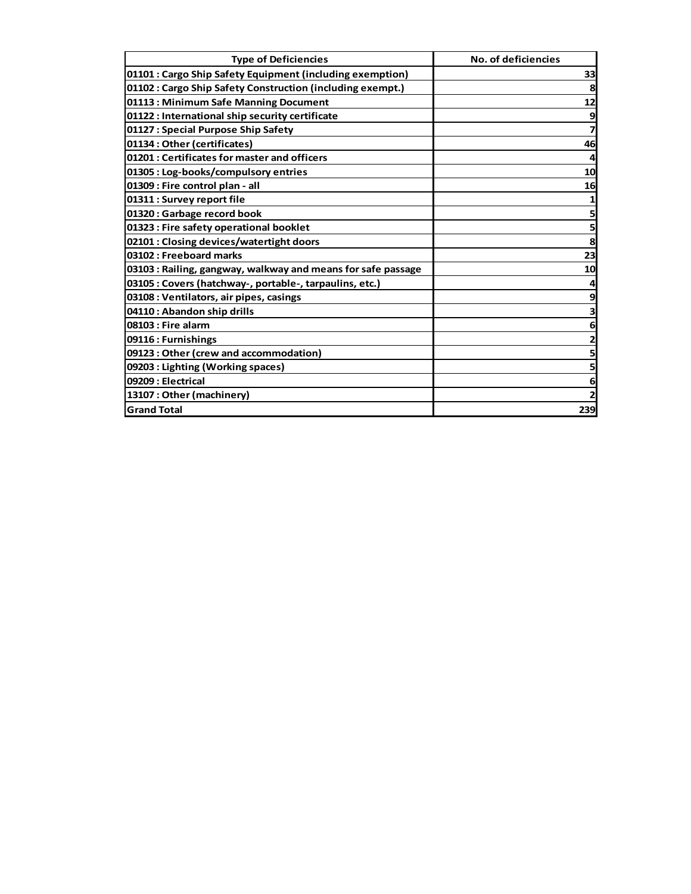| Type of Deficiencies | No. of deficiencies |
|---|---|
| 01101 : Cargo Ship Safety Equipment (including exemption) | 33 |
| 01102 : Cargo Ship Safety Construction (including exempt.) | 8 |
| 01113 : Minimum Safe Manning Document | 12 |
| 01122 : International ship security certificate | 9 |
| 01127 : Special Purpose Ship Safety | 7 |
| 01134 : Other (certificates) | 46 |
| 01201 : Certificates for master and officers | 4 |
| 01305 : Log-books/compulsory entries | 10 |
| 01309 : Fire control plan - all | 16 |
| 01311 : Survey report file | 1 |
| 01320 : Garbage record book | 5 |
| 01323 : Fire safety operational booklet | 5 |
| 02101 : Closing devices/watertight doors | 8 |
| 03102 : Freeboard marks | 23 |
| 03103 : Railing, gangway, walkway and means for safe passage | 10 |
| 03105 : Covers (hatchway-, portable-, tarpaulins, etc.) | 4 |
| 03108 : Ventilators, air pipes, casings | 9 |
| 04110 : Abandon ship drills | 3 |
| 08103 : Fire alarm | 6 |
| 09116 : Furnishings | 2 |
| 09123 : Other (crew and accommodation) | 5 |
| 09203 : Lighting (Working spaces) | 5 |
| 09209 : Electrical | 6 |
| 13107 : Other (machinery) | 2 |
| Grand Total | 239 |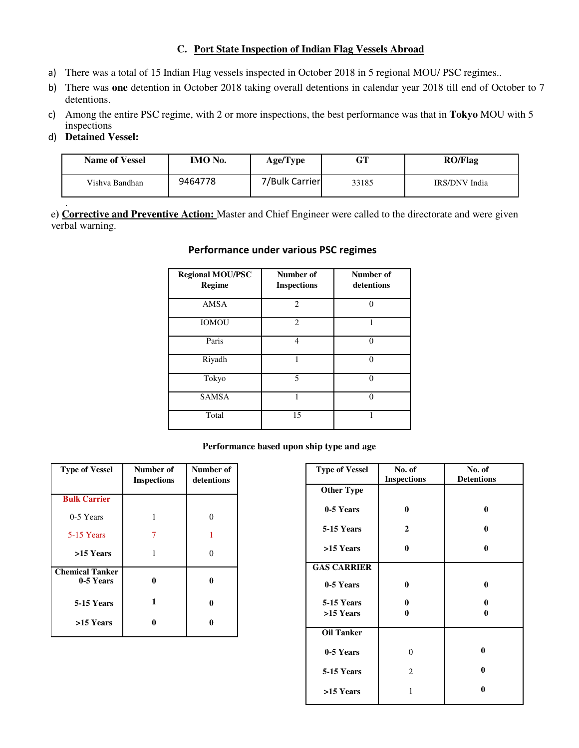## C. Port State Inspection of Indian Flag Vessels Abroad

a) There was a total of 15 Indian Flag vessels inspected in October 2018 in 5 regional MOU/ PSC regimes..

b) There was **one** detention in October 2018 taking overall detentions in calendar year 2018 till end of October to 7 detentions.

c) Among the entire PSC regime, with 2 or more inspections, the best performance was that in **Tokyo** MOU with 5 inspections

d) **Detained Vessel:**

| Name of Vessel | IMO No. | Age/Type | GT | RO/Flag |
|---|---|---|---|---|
| Vishva Bandhan | 9464778 | 7/Bulk Carrier | 33185 | IRS/DNV India |

e) **Corrective and Preventive Action:** Master and Chief Engineer were called to the directorate and were given verbal warning.

### Performance under various PSC regimes

| Regional MOU/PSC Regime | Number of Inspections | Number of detentions |
|---|---|---|
| AMSA | 2 | 0 |
| IOMOU | 2 | 1 |
| Paris | 4 | 0 |
| Riyadh | 1 | 0 |
| Tokyo | 5 | 0 |
| SAMSA | 1 | 0 |
| Total | 15 | 1 |

**Performance based upon ship type and age**

| Type of Vessel | Number of Inspections | Number of detentions |
|---|---|---|
| **Bulk Carrier** | | |
| 0-5 Years | 1 | 0 |
| 5-15 Years | 7 | 1 |
| >15 Years | 1 | 0 |
| **Chemical Tanker** | | |
| 0-5 Years | 0 | 0 |
| 5-15 Years | 1 | 0 |
| >15 Years | 0 | 0 |

| Type of Vessel | No. of Inspections | No. of Detentions |
|---|---|---|
| **Other Type** | | |
| 0-5 Years | 0 | 0 |
| 5-15 Years | 2 | 0 |
| >15 Years | 0 | 0 |
| **GAS CARRIER** | | |
| 0-5 Years | 0 | 0 |
| 5-15 Years | 0 | 0 |
| >15 Years | 0 | 0 |
| **Oil Tanker** | | |
| 0-5 Years | 0 | 0 |
| 5-15 Years | 2 | 0 |
| >15 Years | 1 | 0 |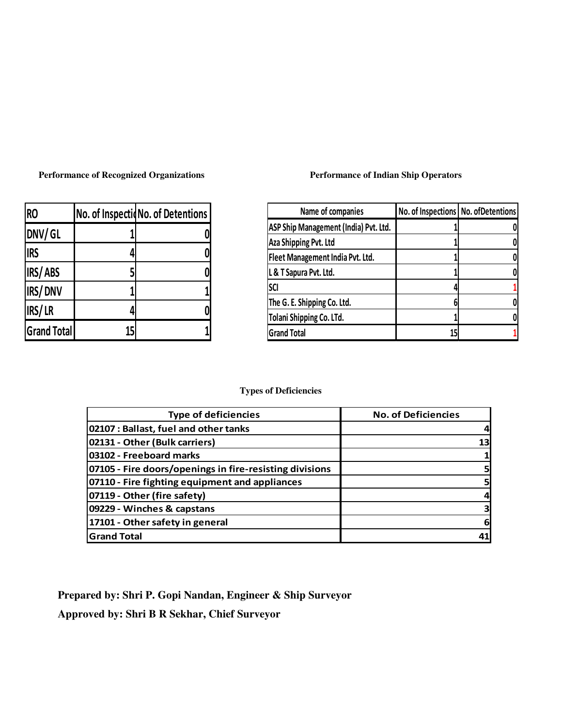**Performance of Recognized Organizations**

| RO | No. of Inspectio | No. of Detentions |
|---|---|---|
| DNV/GL | 1 | 0 |
| IRS | 4 | 0 |
| IRS/ABS | 5 | 0 |
| IRS/DNV | 1 | 1 |
| IRS/LR | 4 | 0 |
| Grand Total | 15 | 1 |

**Performance of Indian Ship Operators**

| Name of companies | No. of Inspections | No. ofDetentions |
|---|---|---|
| ASP Ship Management (India) Pvt. Ltd. | 1 | 0 |
| Aza Shipping Pvt. Ltd | 1 | 0 |
| Fleet Management India Pvt. Ltd. | 1 | 0 |
| L & T Sapura Pvt. Ltd. | 1 | 0 |
| SCI | 4 | 1 |
| The G. E. Shipping Co. Ltd. | 6 | 0 |
| Tolani Shipping Co. LTd. | 1 | 0 |
| Grand Total | 15 | 1 |

**Types of Deficiencies**

| Type of deficiencies | No. of Deficiencies |
|---|---|
| 02107 : Ballast, fuel and other tanks | 4 |
| 02131 - Other (Bulk carriers) | 13 |
| 03102 - Freeboard marks | 1 |
| 07105 - Fire doors/openings in fire-resisting divisions | 5 |
| 07110 - Fire fighting equipment and appliances | 5 |
| 07119 - Other (fire safety) | 4 |
| 09229 - Winches & capstans | 3 |
| 17101 - Other safety in general | 6 |
| Grand Total | 41 |

**Prepared by: Shri P. Gopi Nandan, Engineer & Ship Surveyor**

**Approved by: Shri B R Sekhar, Chief Surveyor**